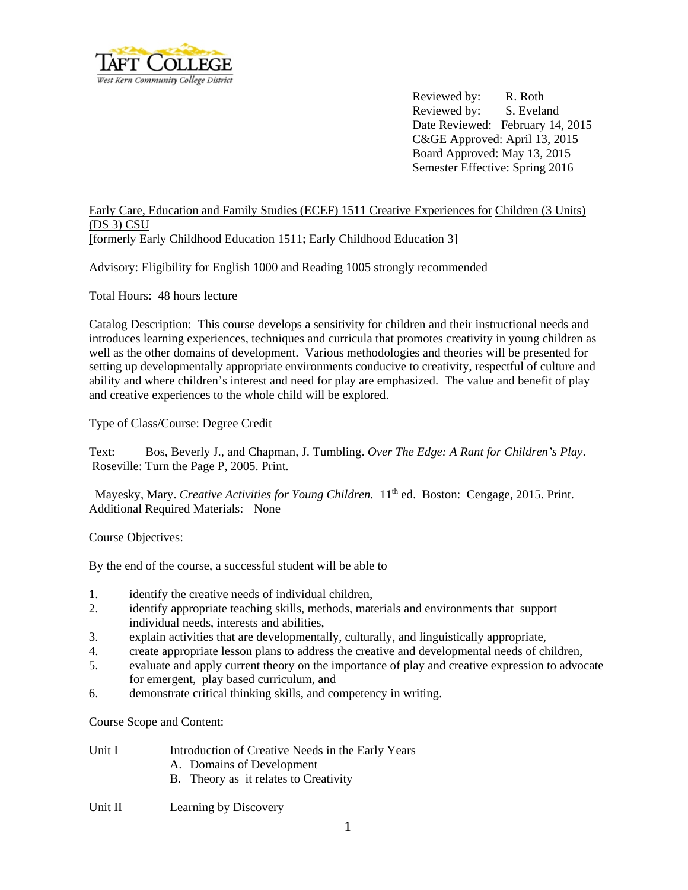TAFT COLLEGE
West Kern Community College District

Reviewed by: R. Roth
Reviewed by: S. Eveland
Date Reviewed: February 14, 2015
C&GE Approved: April 13, 2015
Board Approved: May 13, 2015
Semester Effective: Spring 2016

Early Care, Education and Family Studies (ECEF) 1511 Creative Experiences for Children (3 Units) (DS 3) CSU
[formerly Early Childhood Education 1511; Early Childhood Education 3]

Advisory: Eligibility for English 1000 and Reading 1005 strongly recommended

Total Hours: 48 hours lecture

Catalog Description: This course develops a sensitivity for children and their instructional needs and introduces learning experiences, techniques and curricula that promotes creativity in young children as well as the other domains of development. Various methodologies and theories will be presented for setting up developmentally appropriate environments conducive to creativity, respectful of culture and ability and where children's interest and need for play are emphasized. The value and benefit of play and creative experiences to the whole child will be explored.

Type of Class/Course: Degree Credit

Text: Bos, Beverly J., and Chapman, J. Tumbling. *Over The Edge: A Rant for Children's Play*. Roseville: Turn the Page P, 2005. Print.

Mayesky, Mary. *Creative Activities for Young Children.* 11th ed. Boston: Cengage, 2015. Print.

Additional Required Materials: None

Course Objectives:

By the end of the course, a successful student will be able to

1. identify the creative needs of individual children,
2. identify appropriate teaching skills, methods, materials and environments that support individual needs, interests and abilities,
3. explain activities that are developmentally, culturally, and linguistically appropriate,
4. create appropriate lesson plans to address the creative and developmental needs of children,
5. evaluate and apply current theory on the importance of play and creative expression to advocate for emergent, play based curriculum, and
6. demonstrate critical thinking skills, and competency in writing.

Course Scope and Content:

Unit I Introduction of Creative Needs in the Early Years
- A. Domains of Development
- B. Theory as it relates to Creativity

Unit II Learning by Discovery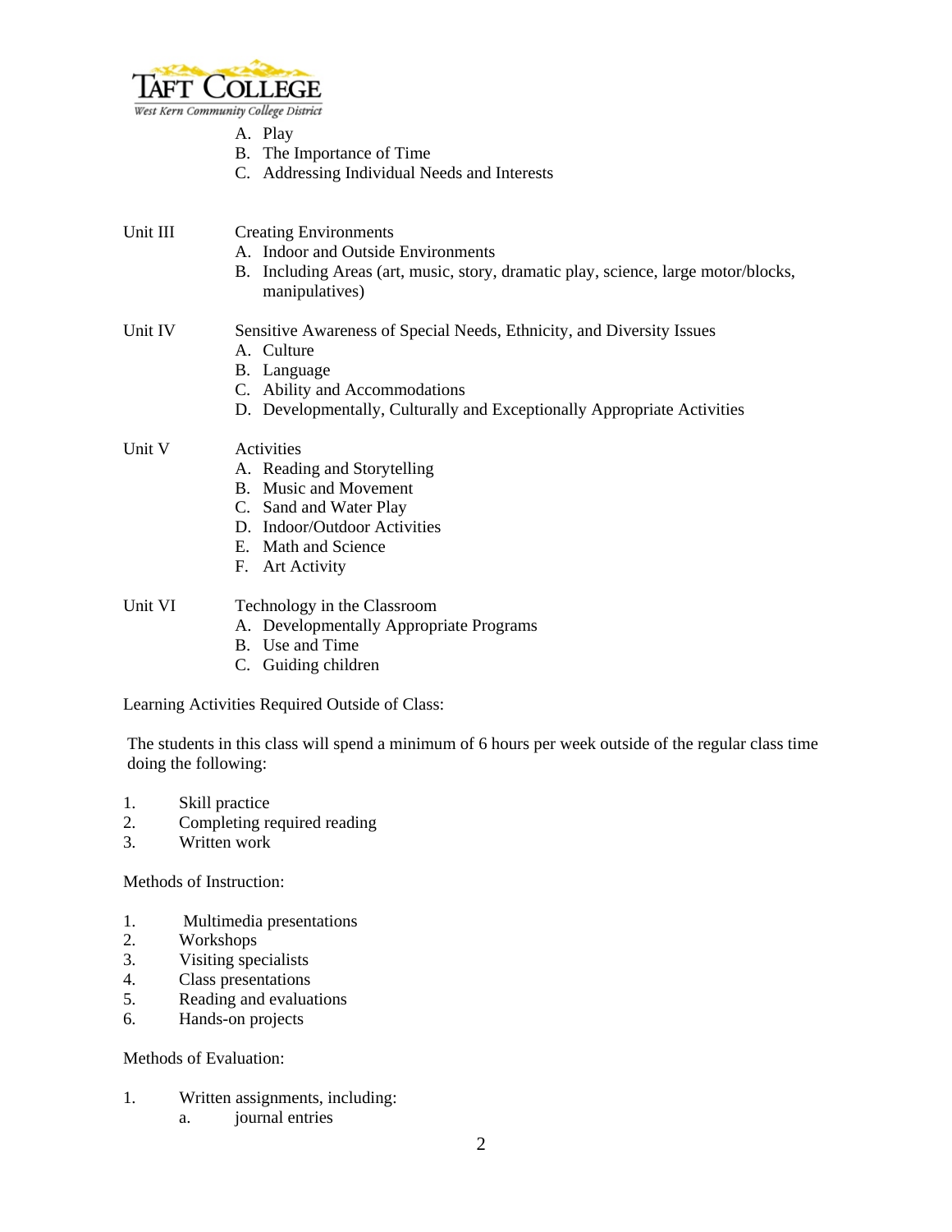A. Play
B. The Importance of Time
C. Addressing Individual Needs and Interests

Unit III — Creating Environments

A. Indoor and Outside Environments
B. Including Areas (art, music, story, dramatic play, science, large motor/blocks, manipulatives)

Unit IV — Sensitive Awareness of Special Needs, Ethnicity, and Diversity Issues

A. Culture
B. Language
C. Ability and Accommodations
D. Developmentally, Culturally and Exceptionally Appropriate Activities

Unit V — Activities

A. Reading and Storytelling
B. Music and Movement
C. Sand and Water Play
D. Indoor/Outdoor Activities
E. Math and Science
F. Art Activity

Unit VI — Technology in the Classroom

A. Developmentally Appropriate Programs
B. Use and Time
C. Guiding children

Learning Activities Required Outside of Class:

The students in this class will spend a minimum of 6 hours per week outside of the regular class time doing the following:

1. Skill practice
2. Completing required reading
3. Written work

Methods of Instruction:

1. Multimedia presentations
2. Workshops
3. Visiting specialists
4. Class presentations
5. Reading and evaluations
6. Hands-on projects

Methods of Evaluation:

1. Written assignments, including:
   a. journal entries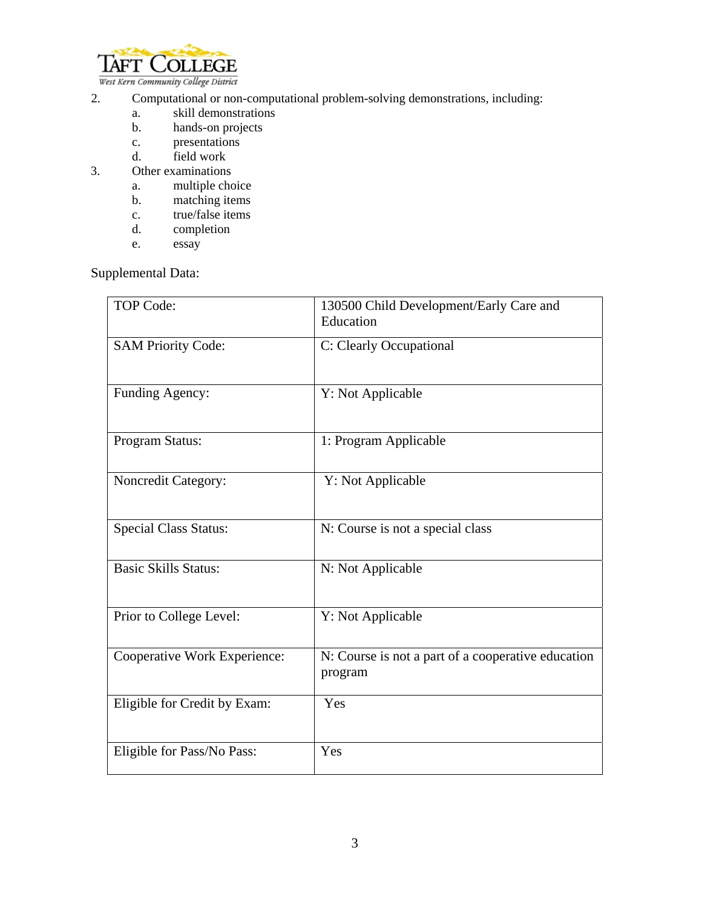2. Computational or non-computational problem-solving demonstrations, including:
    a. skill demonstrations
    b. hands-on projects
    c. presentations
    d. field work
3. Other examinations
    a. multiple choice
    b. matching items
    c. true/false items
    d. completion
    e. essay

Supplemental Data:

| | |
|---|---|
| TOP Code: | 130500 Child Development/Early Care and Education |
| SAM Priority Code: | C: Clearly Occupational |
| Funding Agency: | Y: Not Applicable |
| Program Status: | 1: Program Applicable |
| Noncredit Category: | Y: Not Applicable |
| Special Class Status: | N: Course is not a special class |
| Basic Skills Status: | N: Not Applicable |
| Prior to College Level: | Y: Not Applicable |
| Cooperative Work Experience: | N: Course is not a part of a cooperative education program |
| Eligible for Credit by Exam: | Yes |
| Eligible for Pass/No Pass: | Yes |